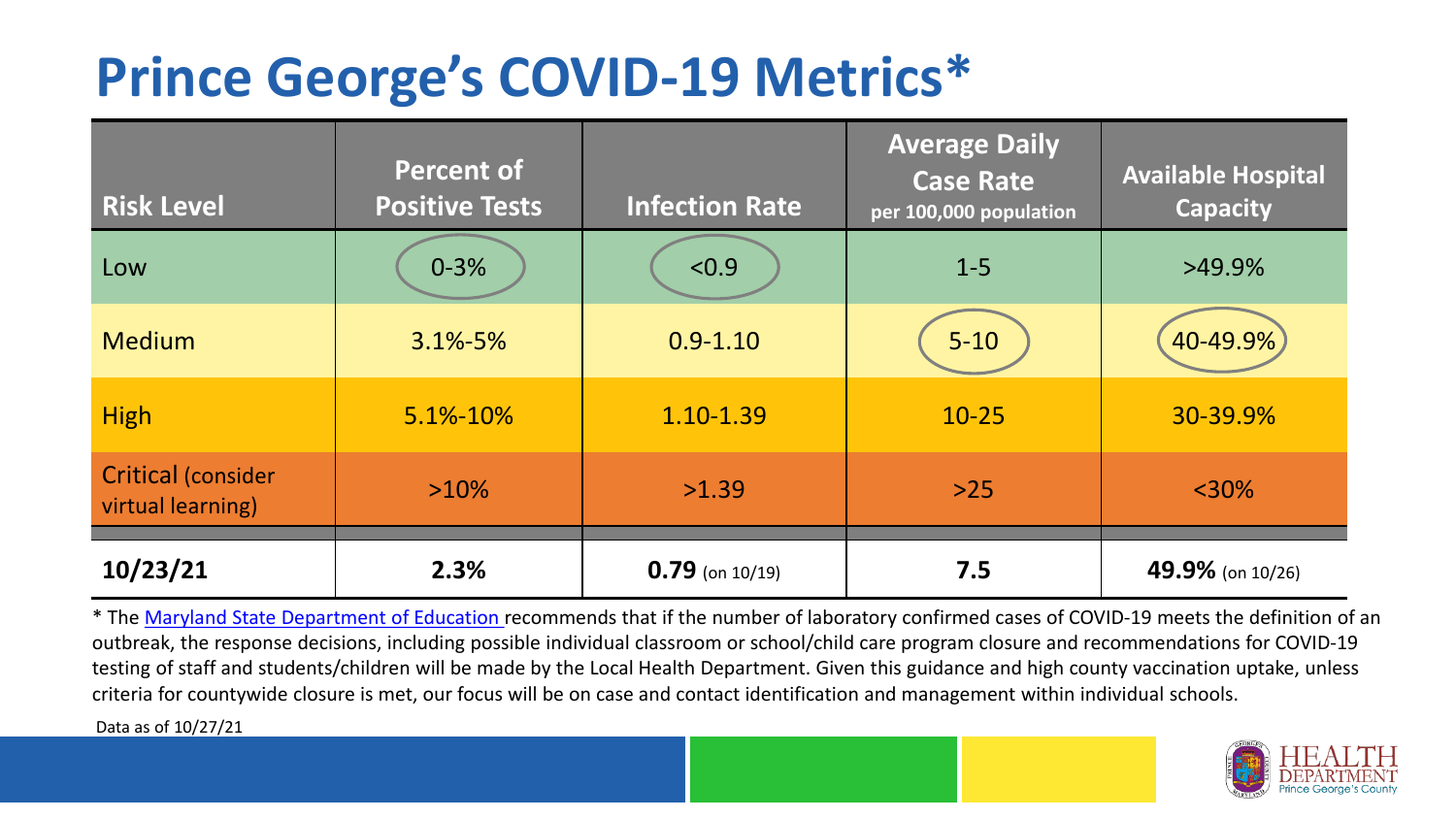# Prince George's COVID-19 Metrics*

| Risk Level | Percent of Positive Tests | Infection Rate | Average Daily Case Rate per 100,000 population | Available Hospital Capacity |
|---|---|---|---|---|
| Low | 0-3% | <0.9 | 1-5 | >49.9% |
| Medium | 3.1%-5% | 0.9-1.10 | 5-10 | 40-49.9% |
| High | 5.1%-10% | 1.10-1.39 | 10-25 | 30-39.9% |
| Critical (consider virtual learning) | >10% | >1.39 | >25 | <30% |
| **10/23/21** | **2.3%** | **0.79** (on 10/19) | **7.5** | **49.9%** (on 10/26) |

* The Maryland State Department of Education recommends that if the number of laboratory confirmed cases of COVID-19 meets the definition of an outbreak, the response decisions, including possible individual classroom or school/child care program closure and recommendations for COVID-19 testing of staff and students/children will be made by the Local Health Department. Given this guidance and high county vaccination uptake, unless criteria for countywide closure is met, our focus will be on case and contact identification and management within individual schools.

Data as of 10/27/21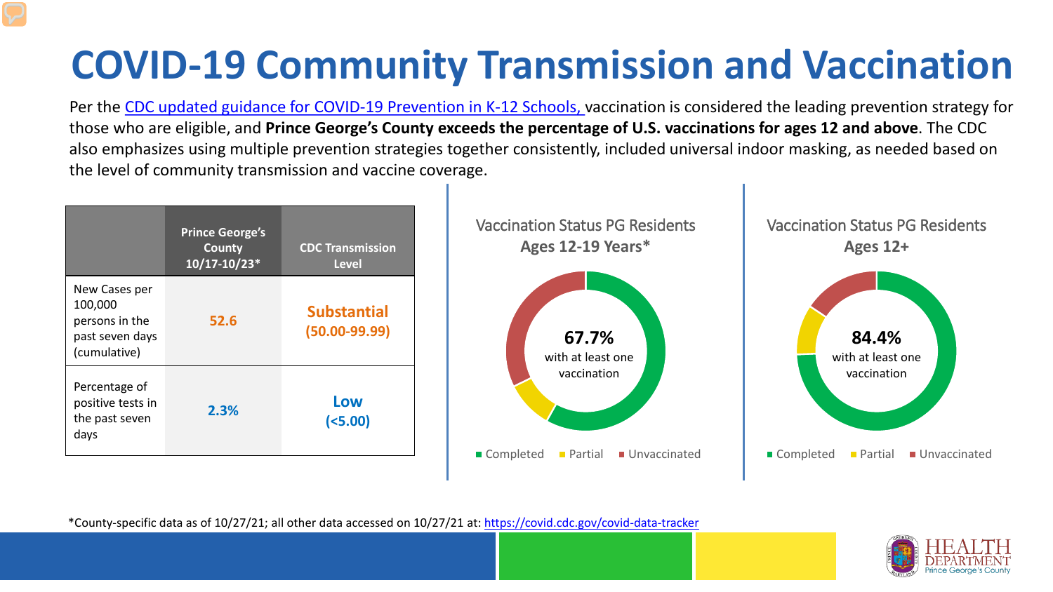# COVID-19 Community Transmission and Vaccination

Per the CDC updated guidance for COVID-19 Prevention in K-12 Schools, vaccination is considered the leading prevention strategy for those who are eligible, and **Prince George's County exceeds the percentage of U.S. vaccinations for ages 12 and above**. The CDC also emphasizes using multiple prevention strategies together consistently, included universal indoor masking, as needed based on the level of community transmission and vaccine coverage.

| | Prince George's County 10/17-10/23* | CDC Transmission Level |
|---|---|---|
| New Cases per 100,000 persons in the past seven days (cumulative) | 52.6 | Substantial (50.00-99.99) |
| Percentage of positive tests in the past seven days | 2.3% | Low (<5.00) |

Vaccination Status PG Residents Ages 12-19 Years*

67.7% with at least one vaccination

Completed · Partial · Unvaccinated

Vaccination Status PG Residents Ages 12+

84.4% with at least one vaccination

Completed · Partial · Unvaccinated

*County-specific data as of 10/27/21; all other data accessed on 10/27/21 at: https://covid.cdc.gov/covid-data-tracker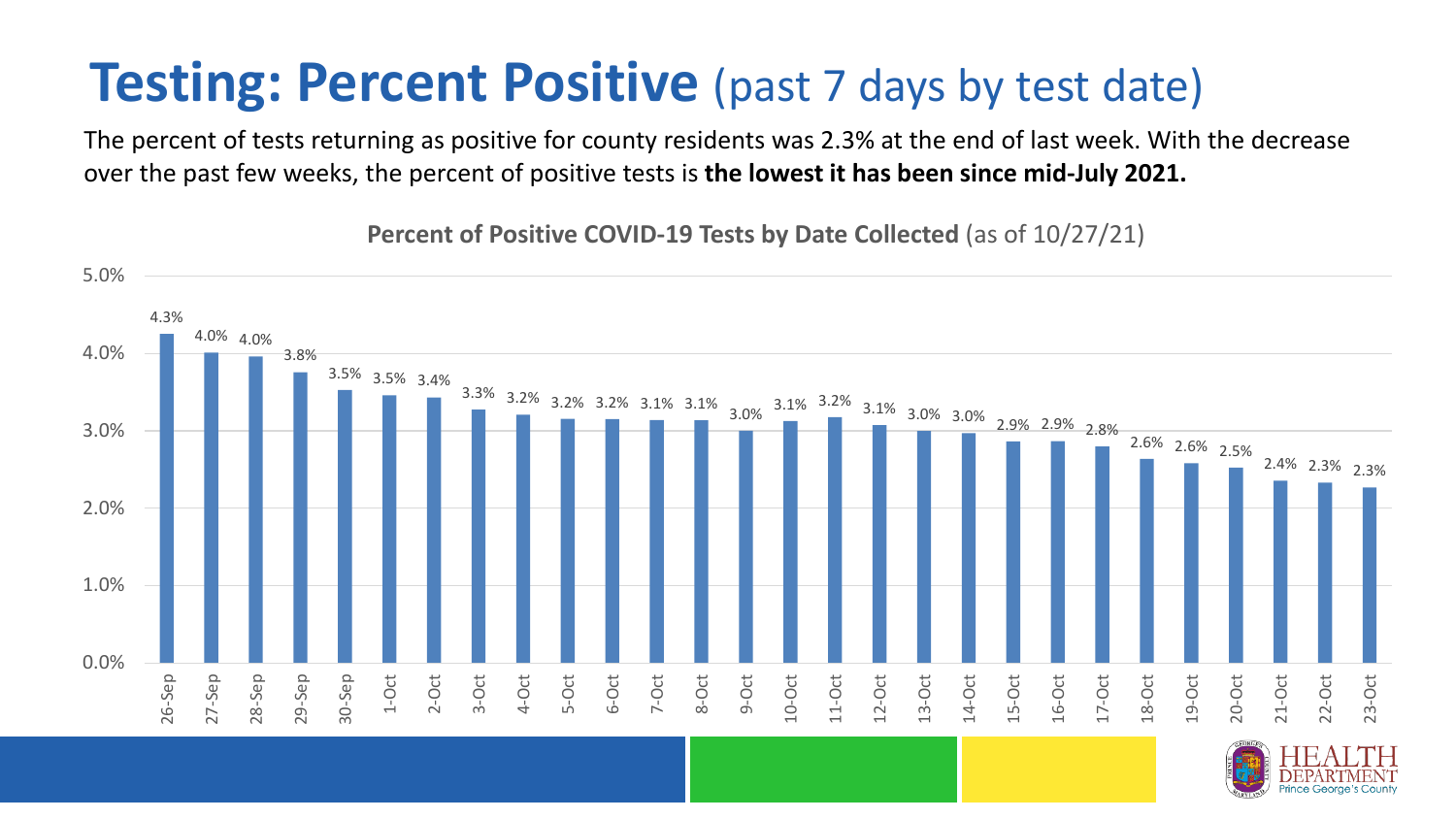# **Testing: Percent Positive** (past 7 days by test date)

The percent of tests returning as positive for county residents was 2.3% at the end of last week. With the decrease over the past few weeks, the percent of positive tests is **the lowest it has been since mid-July 2021.**

**Percent of Positive COVID-19 Tests by Date Collected** (as of 10/27/21)

| Date | Percent Positive |
| --- | --- |
| 26-Sep | 4.3% |
| 27-Sep | 4.0% |
| 28-Sep | 4.0% |
| 29-Sep | 3.8% |
| 30-Sep | 3.5% |
| 1-Oct | 3.5% |
| 2-Oct | 3.4% |
| 3-Oct | 3.3% |
| 4-Oct | 3.2% |
| 5-Oct | 3.2% |
| 6-Oct | 3.2% |
| 7-Oct | 3.1% |
| 8-Oct | 3.1% |
| 9-Oct | 3.0% |
| 10-Oct | 3.1% |
| 11-Oct | 3.2% |
| 12-Oct | 3.1% |
| 13-Oct | 3.0% |
| 14-Oct | 3.0% |
| 15-Oct | 2.9% |
| 16-Oct | 2.9% |
| 17-Oct | 2.8% |
| 18-Oct | 2.6% |
| 19-Oct | 2.6% |
| 20-Oct | 2.5% |
| 21-Oct | 2.4% |
| 22-Oct | 2.3% |
| 23-Oct | 2.3% |

HEALTH DEPARTMENT Prince George's County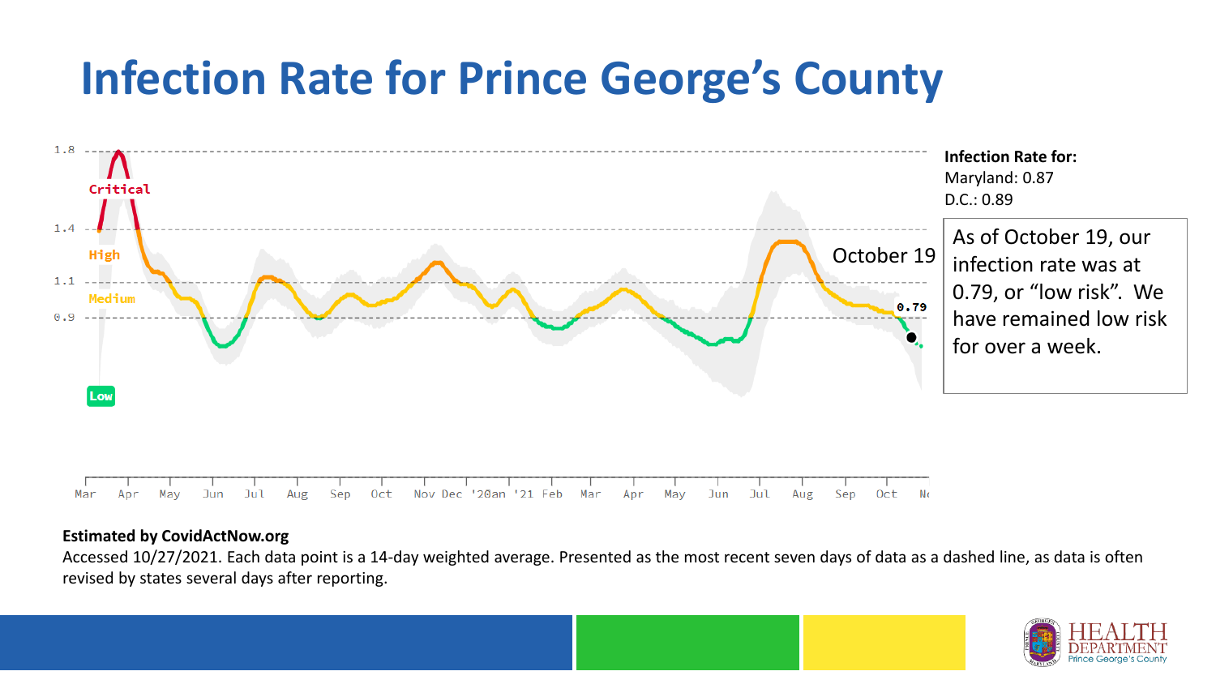# Infection Rate for Prince George's County

**Infection Rate for:**
Maryland: 0.87
D.C.: 0.89

As of October 19, our infection rate was at 0.79, or "low risk". We have remained low risk for over a week.

**Estimated by CovidActNow.org**

Accessed 10/27/2021. Each data point is a 14-day weighted average. Presented as the most recent seven days of data as a dashed line, as data is often revised by states several days after reporting.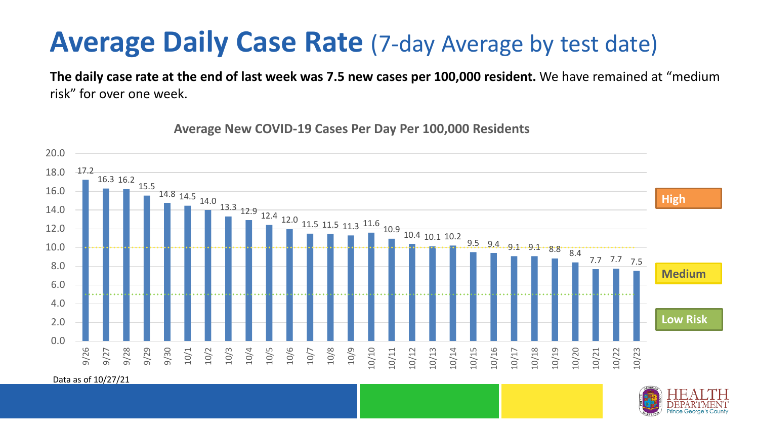# Average Daily Case Rate (7-day Average by test date)

**The daily case rate at the end of last week was 7.5 new cases per 100,000 resident.** We have remained at "medium risk" for over one week.

**Average New COVID-19 Cases Per Day Per 100,000 Residents**

| Date | Cases per 100,000 |
|---|---|
| 9/26 | 17.2 |
| 9/27 | 16.3 |
| 9/28 | 16.2 |
| 9/29 | 15.5 |
| 9/30 | 14.8 |
| 10/1 | 14.5 |
| 10/2 | 14.0 |
| 10/3 | 13.3 |
| 10/4 | 12.9 |
| 10/5 | 12.4 |
| 10/6 | 12.0 |
| 10/7 | 11.5 |
| 10/8 | 11.5 |
| 10/9 | 11.3 |
| 10/10 | 11.6 |
| 10/11 | 10.9 |
| 10/12 | 10.4 |
| 10/13 | 10.1 |
| 10/14 | 10.2 |
| 10/15 | 9.5 |
| 10/16 | 9.4 |
| 10/17 | 9.1 |
| 10/18 | 9.1 |
| 10/19 | 8.8 |
| 10/20 | 8.4 |
| 10/21 | 7.7 |
| 10/22 | 7.7 |
| 10/23 | 7.5 |

High

Medium

Low Risk

Data as of 10/27/21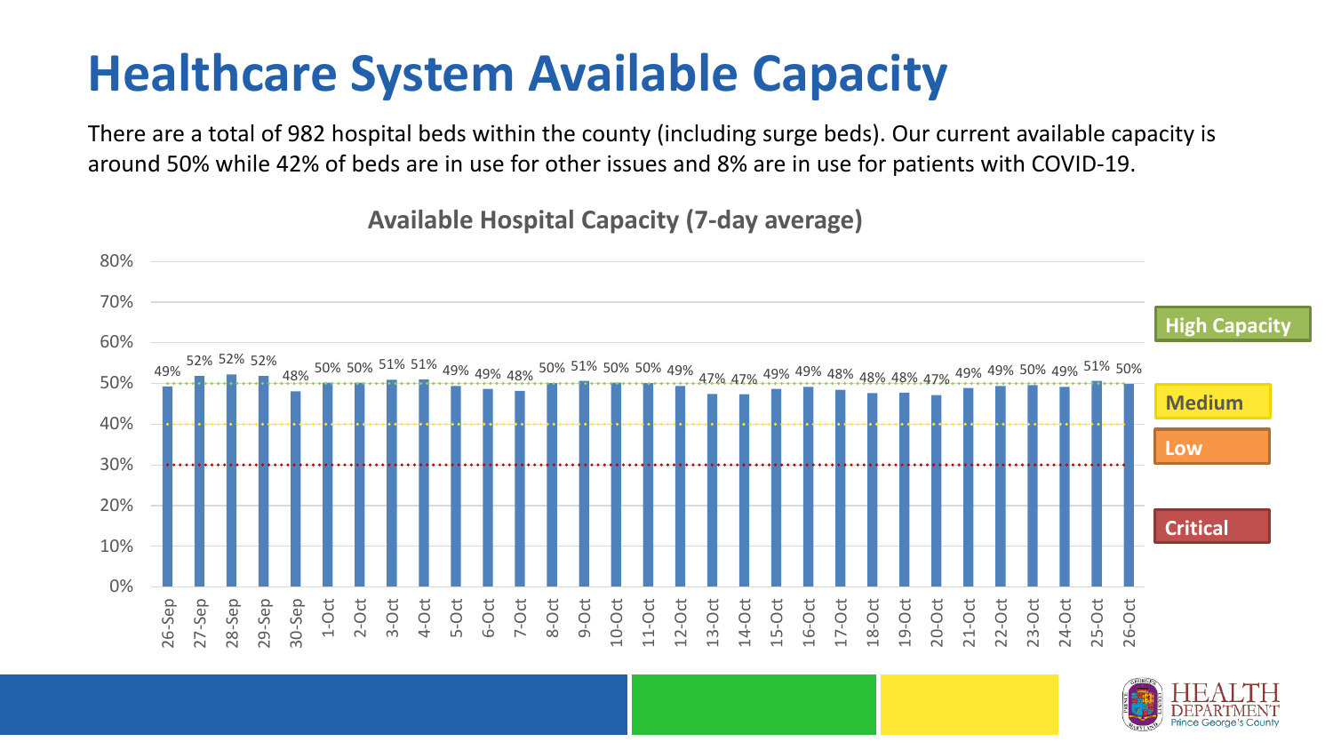# Healthcare System Available Capacity

There are a total of 982 hospital beds within the county (including surge beds). Our current available capacity is around 50% while 42% of beds are in use for other issues and 8% are in use for patients with COVID-19.

Available Hospital Capacity (7-day average)

80%
70%
60%
50%
40%
30%
20%
10%
0%

49% 52% 52% 52% 48% 50% 50% 51% 51% 49% 49% 48% 50% 51% 50% 50% 49% 47% 47% 49% 49% 48% 48% 48% 47% 49% 49% 50% 49% 51% 50%

26-Sep 27-Sep 28-Sep 29-Sep 30-Sep 1-Oct 2-Oct 3-Oct 4-Oct 5-Oct 6-Oct 7-Oct 8-Oct 9-Oct 10-Oct 11-Oct 12-Oct 13-Oct 14-Oct 15-Oct 16-Oct 17-Oct 18-Oct 19-Oct 20-Oct 21-Oct 22-Oct 23-Oct 24-Oct 25-Oct 26-Oct

High Capacity

Medium

Low

Critical

HEALTH DEPARTMENT Prince George's County